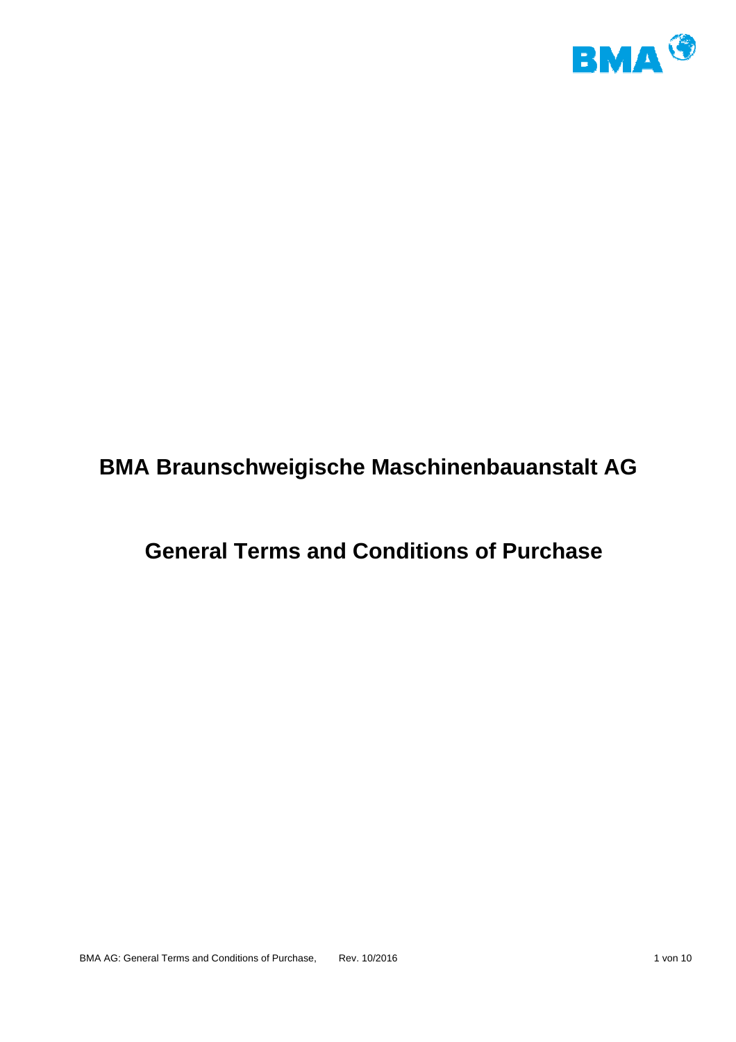# BMA Braunschweigische Maschinenbauanstalt AG

# General Terms and Conditions of Purchase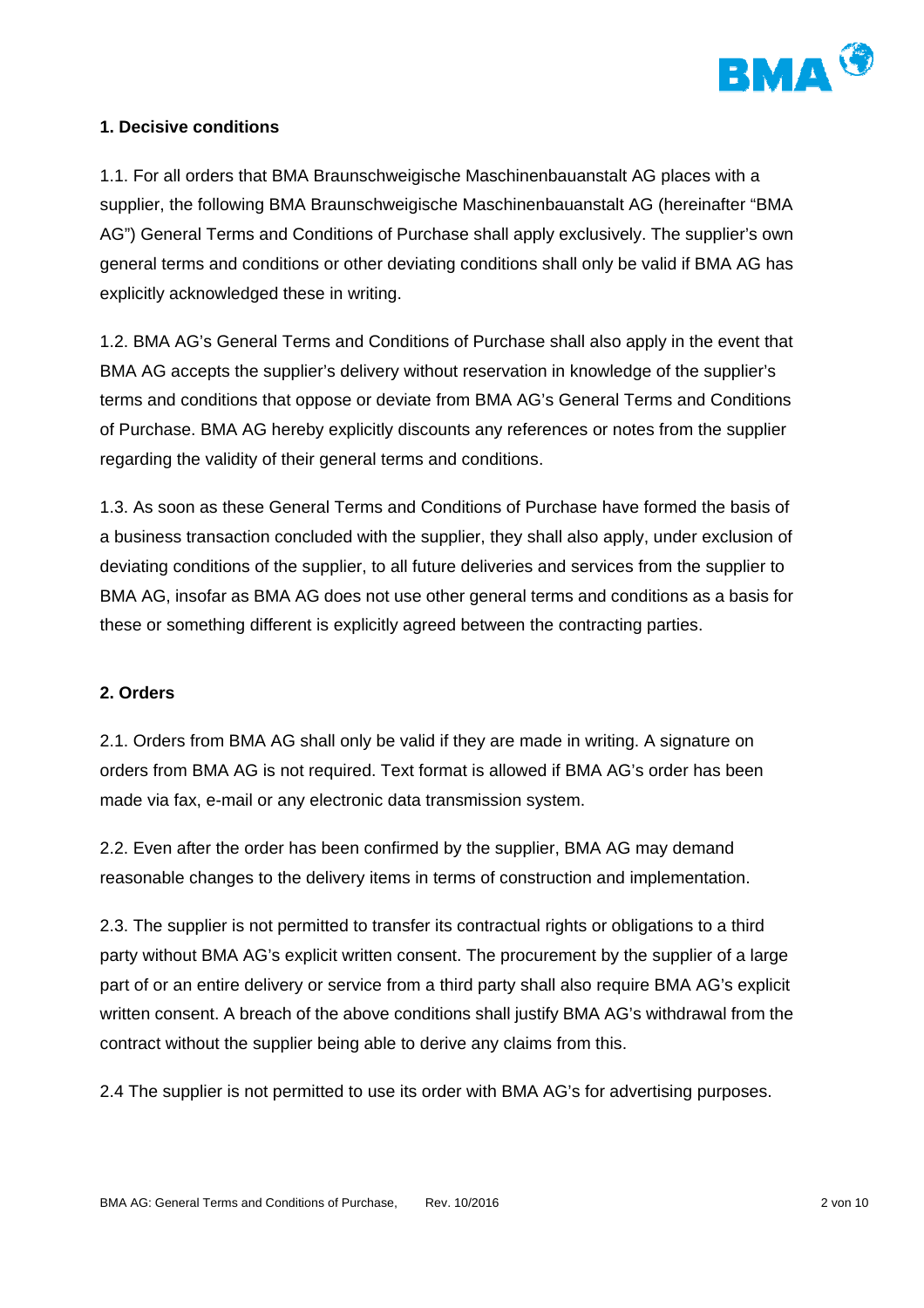## 1. Decisive conditions

1.1. For all orders that BMA Braunschweigische Maschinenbauanstalt AG places with a supplier, the following BMA Braunschweigische Maschinenbauanstalt AG (hereinafter "BMA AG") General Terms and Conditions of Purchase shall apply exclusively. The supplier's own general terms and conditions or other deviating conditions shall only be valid if BMA AG has explicitly acknowledged these in writing.

1.2. BMA AG's General Terms and Conditions of Purchase shall also apply in the event that BMA AG accepts the supplier's delivery without reservation in knowledge of the supplier's terms and conditions that oppose or deviate from BMA AG's General Terms and Conditions of Purchase. BMA AG hereby explicitly discounts any references or notes from the supplier regarding the validity of their general terms and conditions.

1.3. As soon as these General Terms and Conditions of Purchase have formed the basis of a business transaction concluded with the supplier, they shall also apply, under exclusion of deviating conditions of the supplier, to all future deliveries and services from the supplier to BMA AG, insofar as BMA AG does not use other general terms and conditions as a basis for these or something different is explicitly agreed between the contracting parties.

## 2. Orders

2.1. Orders from BMA AG shall only be valid if they are made in writing. A signature on orders from BMA AG is not required. Text format is allowed if BMA AG's order has been made via fax, e-mail or any electronic data transmission system.

2.2. Even after the order has been confirmed by the supplier, BMA AG may demand reasonable changes to the delivery items in terms of construction and implementation.

2.3. The supplier is not permitted to transfer its contractual rights or obligations to a third party without BMA AG's explicit written consent. The procurement by the supplier of a large part of or an entire delivery or service from a third party shall also require BMA AG's explicit written consent. A breach of the above conditions shall justify BMA AG's withdrawal from the contract without the supplier being able to derive any claims from this.

2.4 The supplier is not permitted to use its order with BMA AG's for advertising purposes.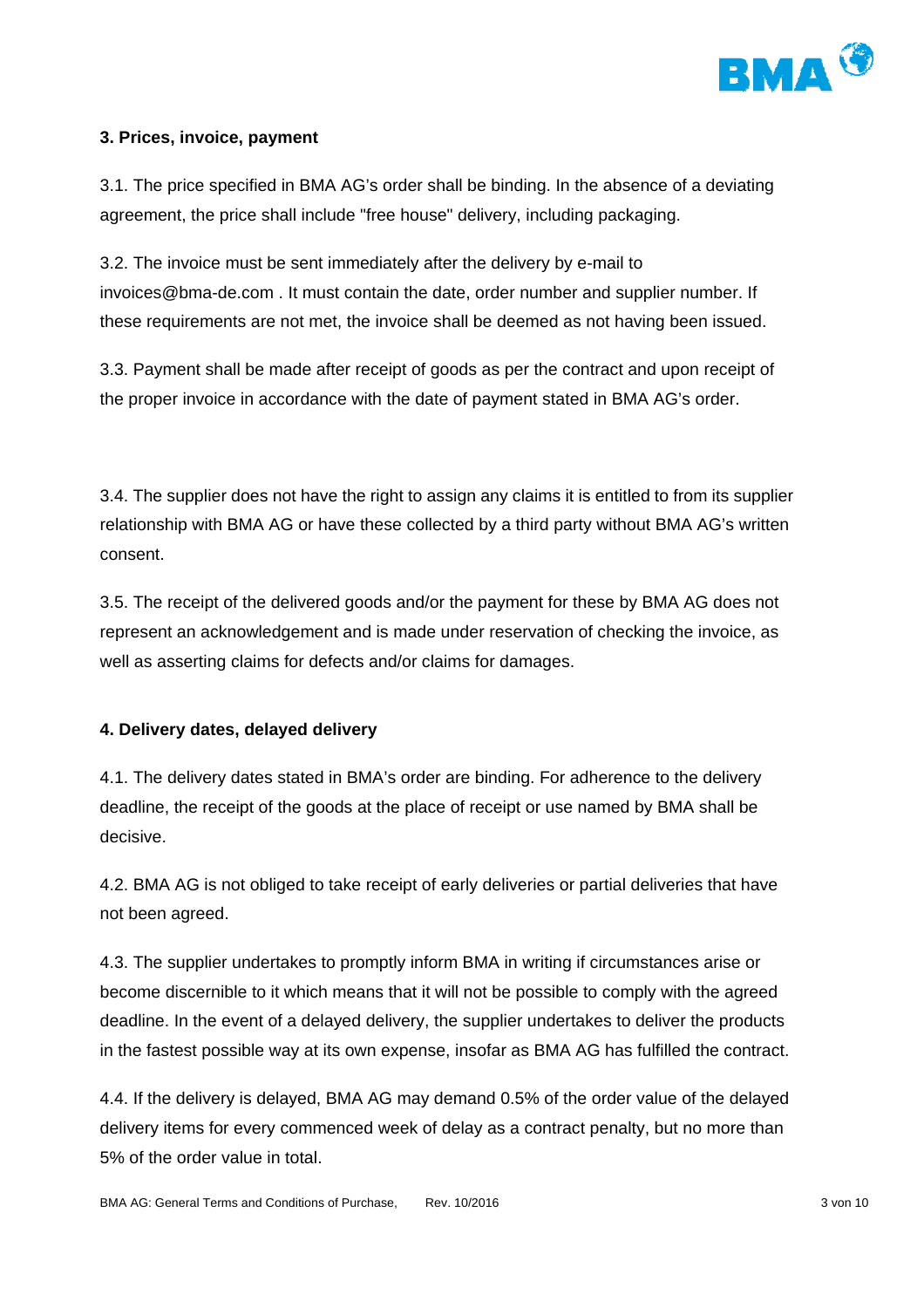### 3. Prices, invoice, payment

3.1. The price specified in BMA AG's order shall be binding. In the absence of a deviating agreement, the price shall include "free house" delivery, including packaging.

3.2. The invoice must be sent immediately after the delivery by e-mail to invoices@bma-de.com . It must contain the date, order number and supplier number. If these requirements are not met, the invoice shall be deemed as not having been issued.

3.3. Payment shall be made after receipt of goods as per the contract and upon receipt of the proper invoice in accordance with the date of payment stated in BMA AG's order.

3.4. The supplier does not have the right to assign any claims it is entitled to from its supplier relationship with BMA AG or have these collected by a third party without BMA AG's written consent.

3.5. The receipt of the delivered goods and/or the payment for these by BMA AG does not represent an acknowledgement and is made under reservation of checking the invoice, as well as asserting claims for defects and/or claims for damages.

### 4. Delivery dates, delayed delivery

4.1. The delivery dates stated in BMA's order are binding. For adherence to the delivery deadline, the receipt of the goods at the place of receipt or use named by BMA shall be decisive.

4.2. BMA AG is not obliged to take receipt of early deliveries or partial deliveries that have not been agreed.

4.3. The supplier undertakes to promptly inform BMA in writing if circumstances arise or become discernible to it which means that it will not be possible to comply with the agreed deadline. In the event of a delayed delivery, the supplier undertakes to deliver the products in the fastest possible way at its own expense, insofar as BMA AG has fulfilled the contract.

4.4. If the delivery is delayed, BMA AG may demand 0.5% of the order value of the delayed delivery items for every commenced week of delay as a contract penalty, but no more than 5% of the order value in total.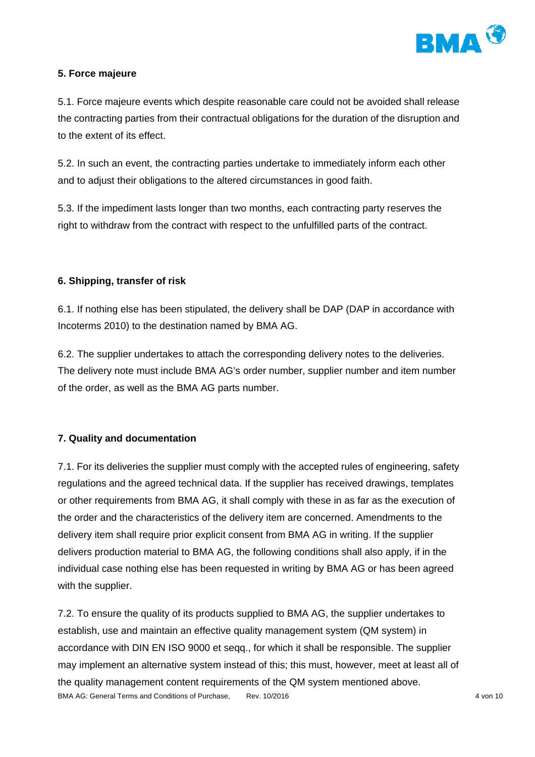## 5. Force majeure

5.1. Force majeure events which despite reasonable care could not be avoided shall release the contracting parties from their contractual obligations for the duration of the disruption and to the extent of its effect.

5.2. In such an event, the contracting parties undertake to immediately inform each other and to adjust their obligations to the altered circumstances in good faith.

5.3. If the impediment lasts longer than two months, each contracting party reserves the right to withdraw from the contract with respect to the unfulfilled parts of the contract.

## 6. Shipping, transfer of risk

6.1. If nothing else has been stipulated, the delivery shall be DAP (DAP in accordance with Incoterms 2010) to the destination named by BMA AG.

6.2. The supplier undertakes to attach the corresponding delivery notes to the deliveries. The delivery note must include BMA AG's order number, supplier number and item number of the order, as well as the BMA AG parts number.

## 7. Quality and documentation

7.1. For its deliveries the supplier must comply with the accepted rules of engineering, safety regulations and the agreed technical data. If the supplier has received drawings, templates or other requirements from BMA AG, it shall comply with these in as far as the execution of the order and the characteristics of the delivery item are concerned. Amendments to the delivery item shall require prior explicit consent from BMA AG in writing. If the supplier delivers production material to BMA AG, the following conditions shall also apply, if in the individual case nothing else has been requested in writing by BMA AG or has been agreed with the supplier.

7.2. To ensure the quality of its products supplied to BMA AG, the supplier undertakes to establish, use and maintain an effective quality management system (QM system) in accordance with DIN EN ISO 9000 et seqq., for which it shall be responsible. The supplier may implement an alternative system instead of this; this must, however, meet at least all of the quality management content requirements of the QM system mentioned above.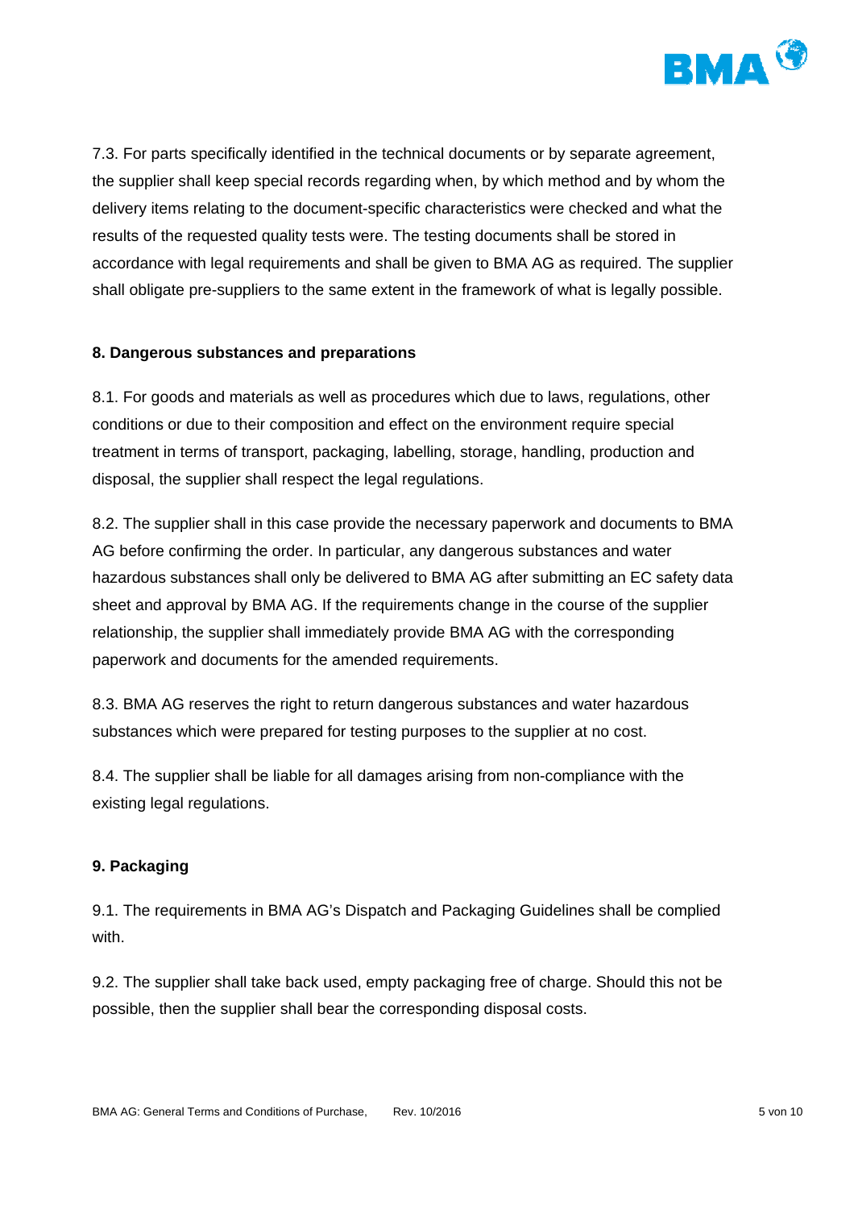7.3. For parts specifically identified in the technical documents or by separate agreement, the supplier shall keep special records regarding when, by which method and by whom the delivery items relating to the document-specific characteristics were checked and what the results of the requested quality tests were. The testing documents shall be stored in accordance with legal requirements and shall be given to BMA AG as required. The supplier shall obligate pre-suppliers to the same extent in the framework of what is legally possible.

**8. Dangerous substances and preparations**

8.1. For goods and materials as well as procedures which due to laws, regulations, other conditions or due to their composition and effect on the environment require special treatment in terms of transport, packaging, labelling, storage, handling, production and disposal, the supplier shall respect the legal regulations.

8.2. The supplier shall in this case provide the necessary paperwork and documents to BMA AG before confirming the order. In particular, any dangerous substances and water hazardous substances shall only be delivered to BMA AG after submitting an EC safety data sheet and approval by BMA AG. If the requirements change in the course of the supplier relationship, the supplier shall immediately provide BMA AG with the corresponding paperwork and documents for the amended requirements.

8.3. BMA AG reserves the right to return dangerous substances and water hazardous substances which were prepared for testing purposes to the supplier at no cost.

8.4. The supplier shall be liable for all damages arising from non-compliance with the existing legal regulations.

**9. Packaging**

9.1. The requirements in BMA AG's Dispatch and Packaging Guidelines shall be complied with.

9.2. The supplier shall take back used, empty packaging free of charge. Should this not be possible, then the supplier shall bear the corresponding disposal costs.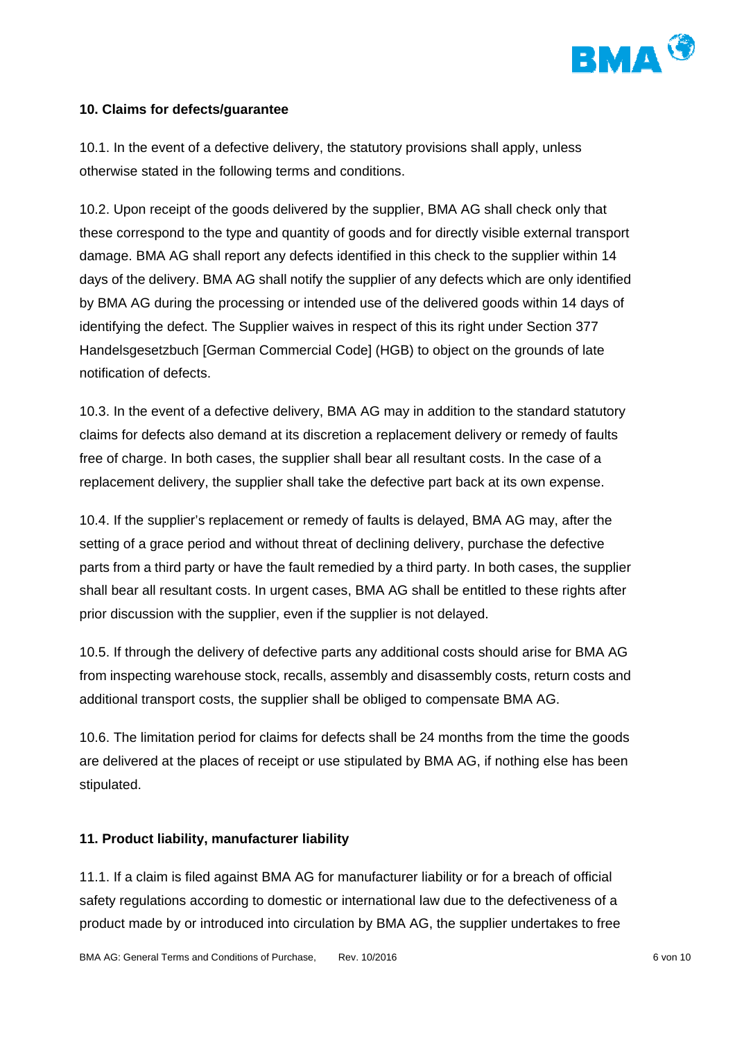**10. Claims for defects/guarantee**

10.1. In the event of a defective delivery, the statutory provisions shall apply, unless otherwise stated in the following terms and conditions.

10.2. Upon receipt of the goods delivered by the supplier, BMA AG shall check only that these correspond to the type and quantity of goods and for directly visible external transport damage. BMA AG shall report any defects identified in this check to the supplier within 14 days of the delivery. BMA AG shall notify the supplier of any defects which are only identified by BMA AG during the processing or intended use of the delivered goods within 14 days of identifying the defect. The Supplier waives in respect of this its right under Section 377 Handelsgesetzbuch [German Commercial Code] (HGB) to object on the grounds of late notification of defects.

10.3. In the event of a defective delivery, BMA AG may in addition to the standard statutory claims for defects also demand at its discretion a replacement delivery or remedy of faults free of charge. In both cases, the supplier shall bear all resultant costs. In the case of a replacement delivery, the supplier shall take the defective part back at its own expense.

10.4. If the supplier's replacement or remedy of faults is delayed, BMA AG may, after the setting of a grace period and without threat of declining delivery, purchase the defective parts from a third party or have the fault remedied by a third party. In both cases, the supplier shall bear all resultant costs. In urgent cases, BMA AG shall be entitled to these rights after prior discussion with the supplier, even if the supplier is not delayed.

10.5. If through the delivery of defective parts any additional costs should arise for BMA AG from inspecting warehouse stock, recalls, assembly and disassembly costs, return costs and additional transport costs, the supplier shall be obliged to compensate BMA AG.

10.6. The limitation period for claims for defects shall be 24 months from the time the goods are delivered at the places of receipt or use stipulated by BMA AG, if nothing else has been stipulated.

**11. Product liability, manufacturer liability**

11.1. If a claim is filed against BMA AG for manufacturer liability or for a breach of official safety regulations according to domestic or international law due to the defectiveness of a product made by or introduced into circulation by BMA AG, the supplier undertakes to free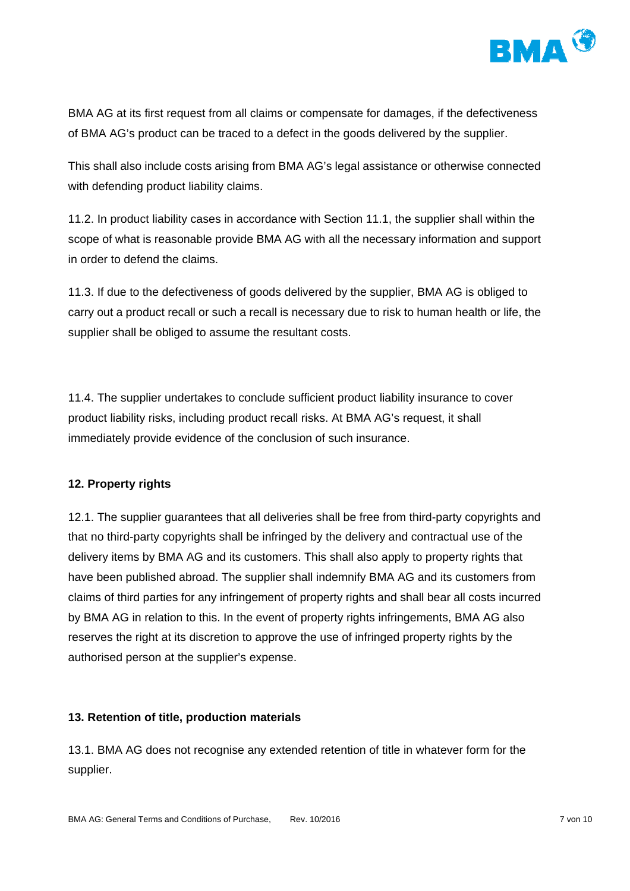BMA AG at its first request from all claims or compensate for damages, if the defectiveness of BMA AG's product can be traced to a defect in the goods delivered by the supplier.

This shall also include costs arising from BMA AG's legal assistance or otherwise connected with defending product liability claims.

11.2. In product liability cases in accordance with Section 11.1, the supplier shall within the scope of what is reasonable provide BMA AG with all the necessary information and support in order to defend the claims.

11.3. If due to the defectiveness of goods delivered by the supplier, BMA AG is obliged to carry out a product recall or such a recall is necessary due to risk to human health or life, the supplier shall be obliged to assume the resultant costs.

11.4. The supplier undertakes to conclude sufficient product liability insurance to cover product liability risks, including product recall risks. At BMA AG's request, it shall immediately provide evidence of the conclusion of such insurance.

**12. Property rights**

12.1. The supplier guarantees that all deliveries shall be free from third-party copyrights and that no third-party copyrights shall be infringed by the delivery and contractual use of the delivery items by BMA AG and its customers. This shall also apply to property rights that have been published abroad. The supplier shall indemnify BMA AG and its customers from claims of third parties for any infringement of property rights and shall bear all costs incurred by BMA AG in relation to this. In the event of property rights infringements, BMA AG also reserves the right at its discretion to approve the use of infringed property rights by the authorised person at the supplier's expense.

**13. Retention of title, production materials**

13.1. BMA AG does not recognise any extended retention of title in whatever form for the supplier.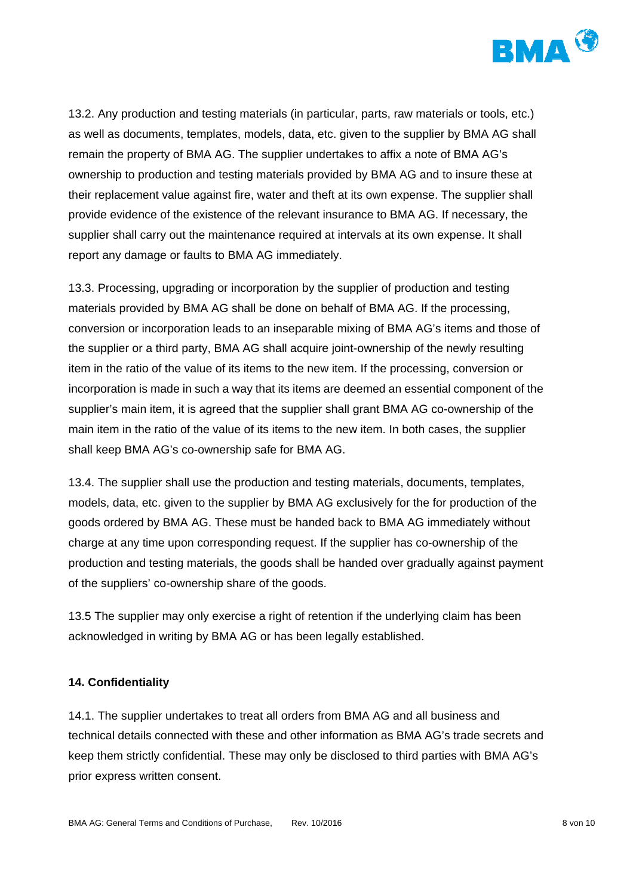13.2. Any production and testing materials (in particular, parts, raw materials or tools, etc.) as well as documents, templates, models, data, etc. given to the supplier by BMA AG shall remain the property of BMA AG. The supplier undertakes to affix a note of BMA AG's ownership to production and testing materials provided by BMA AG and to insure these at their replacement value against fire, water and theft at its own expense. The supplier shall provide evidence of the existence of the relevant insurance to BMA AG. If necessary, the supplier shall carry out the maintenance required at intervals at its own expense. It shall report any damage or faults to BMA AG immediately.

13.3. Processing, upgrading or incorporation by the supplier of production and testing materials provided by BMA AG shall be done on behalf of BMA AG. If the processing, conversion or incorporation leads to an inseparable mixing of BMA AG's items and those of the supplier or a third party, BMA AG shall acquire joint-ownership of the newly resulting item in the ratio of the value of its items to the new item. If the processing, conversion or incorporation is made in such a way that its items are deemed an essential component of the supplier's main item, it is agreed that the supplier shall grant BMA AG co-ownership of the main item in the ratio of the value of its items to the new item. In both cases, the supplier shall keep BMA AG's co-ownership safe for BMA AG.

13.4. The supplier shall use the production and testing materials, documents, templates, models, data, etc. given to the supplier by BMA AG exclusively for the for production of the goods ordered by BMA AG. These must be handed back to BMA AG immediately without charge at any time upon corresponding request. If the supplier has co-ownership of the production and testing materials, the goods shall be handed over gradually against payment of the suppliers' co-ownership share of the goods.

13.5 The supplier may only exercise a right of retention if the underlying claim has been acknowledged in writing by BMA AG or has been legally established.

**14. Confidentiality**

14.1. The supplier undertakes to treat all orders from BMA AG and all business and technical details connected with these and other information as BMA AG's trade secrets and keep them strictly confidential. These may only be disclosed to third parties with BMA AG's prior express written consent.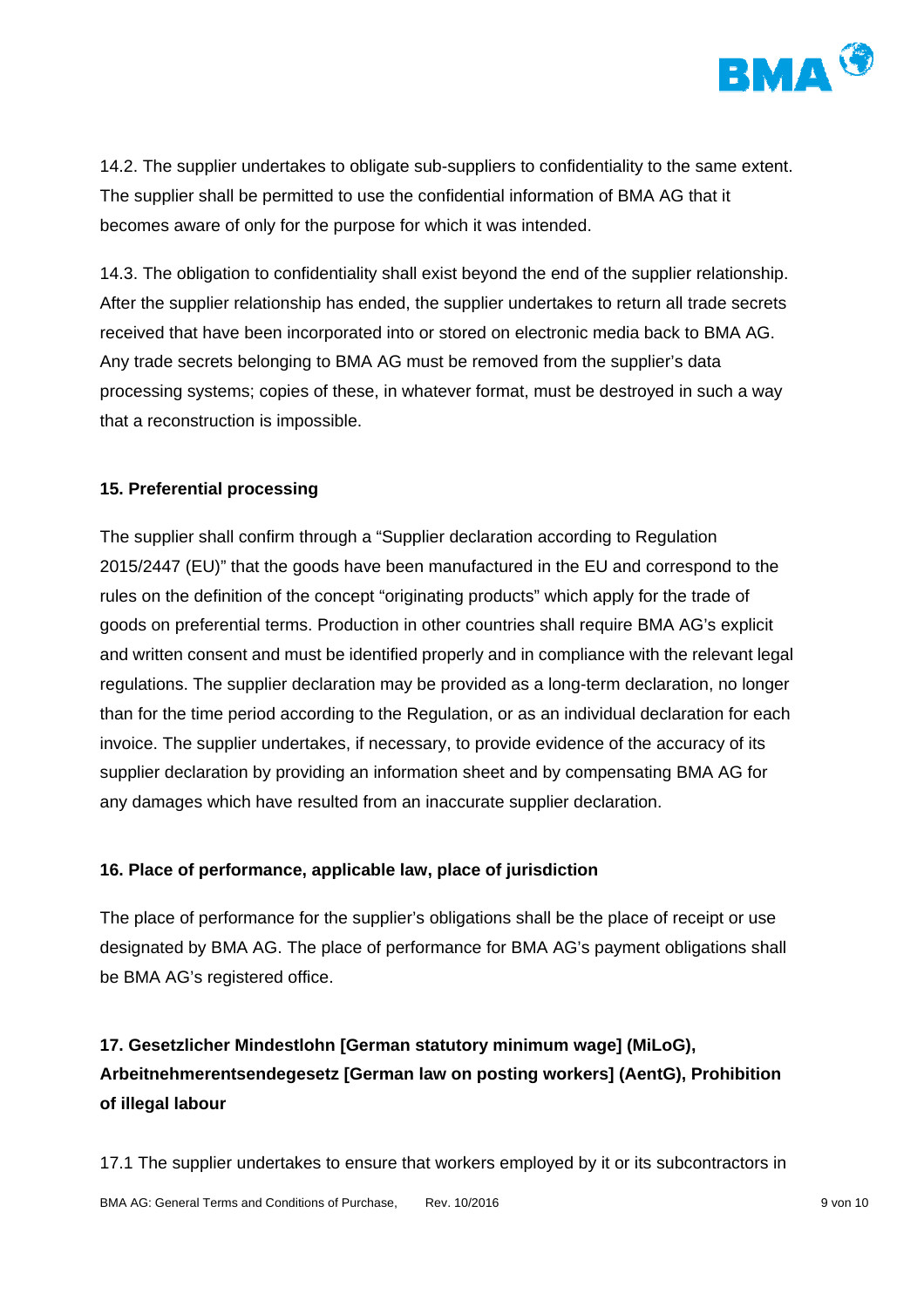14.2. The supplier undertakes to obligate sub-suppliers to confidentiality to the same extent. The supplier shall be permitted to use the confidential information of BMA AG that it becomes aware of only for the purpose for which it was intended.

14.3. The obligation to confidentiality shall exist beyond the end of the supplier relationship. After the supplier relationship has ended, the supplier undertakes to return all trade secrets received that have been incorporated into or stored on electronic media back to BMA AG. Any trade secrets belonging to BMA AG must be removed from the supplier's data processing systems; copies of these, in whatever format, must be destroyed in such a way that a reconstruction is impossible.

## 15. Preferential processing

The supplier shall confirm through a "Supplier declaration according to Regulation 2015/2447 (EU)" that the goods have been manufactured in the EU and correspond to the rules on the definition of the concept "originating products" which apply for the trade of goods on preferential terms. Production in other countries shall require BMA AG's explicit and written consent and must be identified properly and in compliance with the relevant legal regulations. The supplier declaration may be provided as a long-term declaration, no longer than for the time period according to the Regulation, or as an individual declaration for each invoice. The supplier undertakes, if necessary, to provide evidence of the accuracy of its supplier declaration by providing an information sheet and by compensating BMA AG for any damages which have resulted from an inaccurate supplier declaration.

## 16. Place of performance, applicable law, place of jurisdiction

The place of performance for the supplier's obligations shall be the place of receipt or use designated by BMA AG. The place of performance for BMA AG's payment obligations shall be BMA AG's registered office.

## 17. Gesetzlicher Mindestlohn [German statutory minimum wage] (MiLoG), Arbeitnehmerentsendegesetz [German law on posting workers] (AentG), Prohibition of illegal labour

17.1 The supplier undertakes to ensure that workers employed by it or its subcontractors in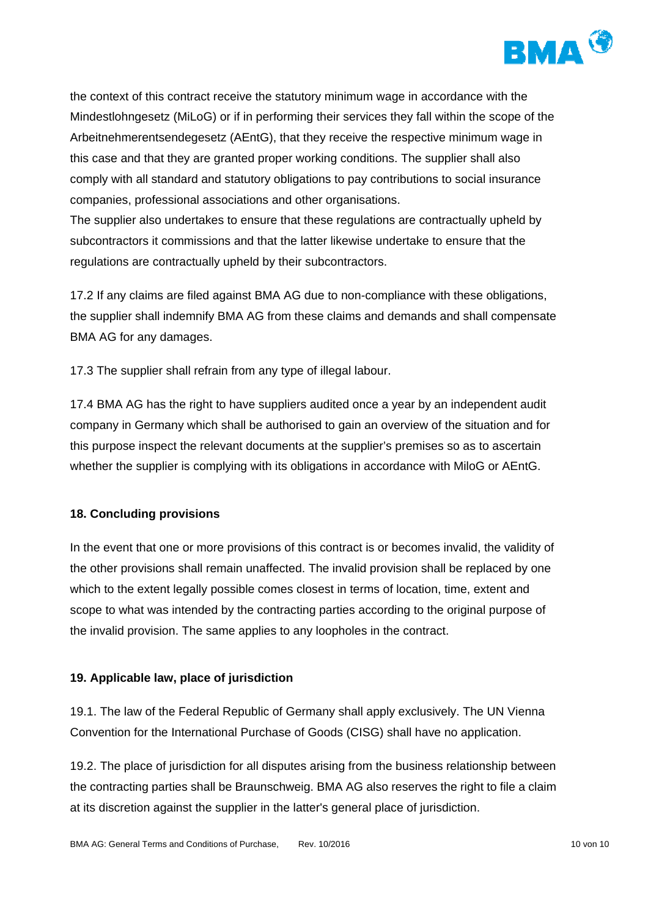the context of this contract receive the statutory minimum wage in accordance with the Mindestlohngesetz (MiLoG) or if in performing their services they fall within the scope of the Arbeitnehmerentsendegesetz (AEntG), that they receive the respective minimum wage in this case and that they are granted proper working conditions. The supplier shall also comply with all standard and statutory obligations to pay contributions to social insurance companies, professional associations and other organisations.
The supplier also undertakes to ensure that these regulations are contractually upheld by subcontractors it commissions and that the latter likewise undertake to ensure that the regulations are contractually upheld by their subcontractors.

17.2 If any claims are filed against BMA AG due to non-compliance with these obligations, the supplier shall indemnify BMA AG from these claims and demands and shall compensate BMA AG for any damages.

17.3 The supplier shall refrain from any type of illegal labour.

17.4 BMA AG has the right to have suppliers audited once a year by an independent audit company in Germany which shall be authorised to gain an overview of the situation and for this purpose inspect the relevant documents at the supplier's premises so as to ascertain whether the supplier is complying with its obligations in accordance with MiloG or AEntG.

## 18. Concluding provisions

In the event that one or more provisions of this contract is or becomes invalid, the validity of the other provisions shall remain unaffected. The invalid provision shall be replaced by one which to the extent legally possible comes closest in terms of location, time, extent and scope to what was intended by the contracting parties according to the original purpose of the invalid provision. The same applies to any loopholes in the contract.

## 19. Applicable law, place of jurisdiction

19.1. The law of the Federal Republic of Germany shall apply exclusively. The UN Vienna Convention for the International Purchase of Goods (CISG) shall have no application.

19.2. The place of jurisdiction for all disputes arising from the business relationship between the contracting parties shall be Braunschweig. BMA AG also reserves the right to file a claim at its discretion against the supplier in the latter's general place of jurisdiction.